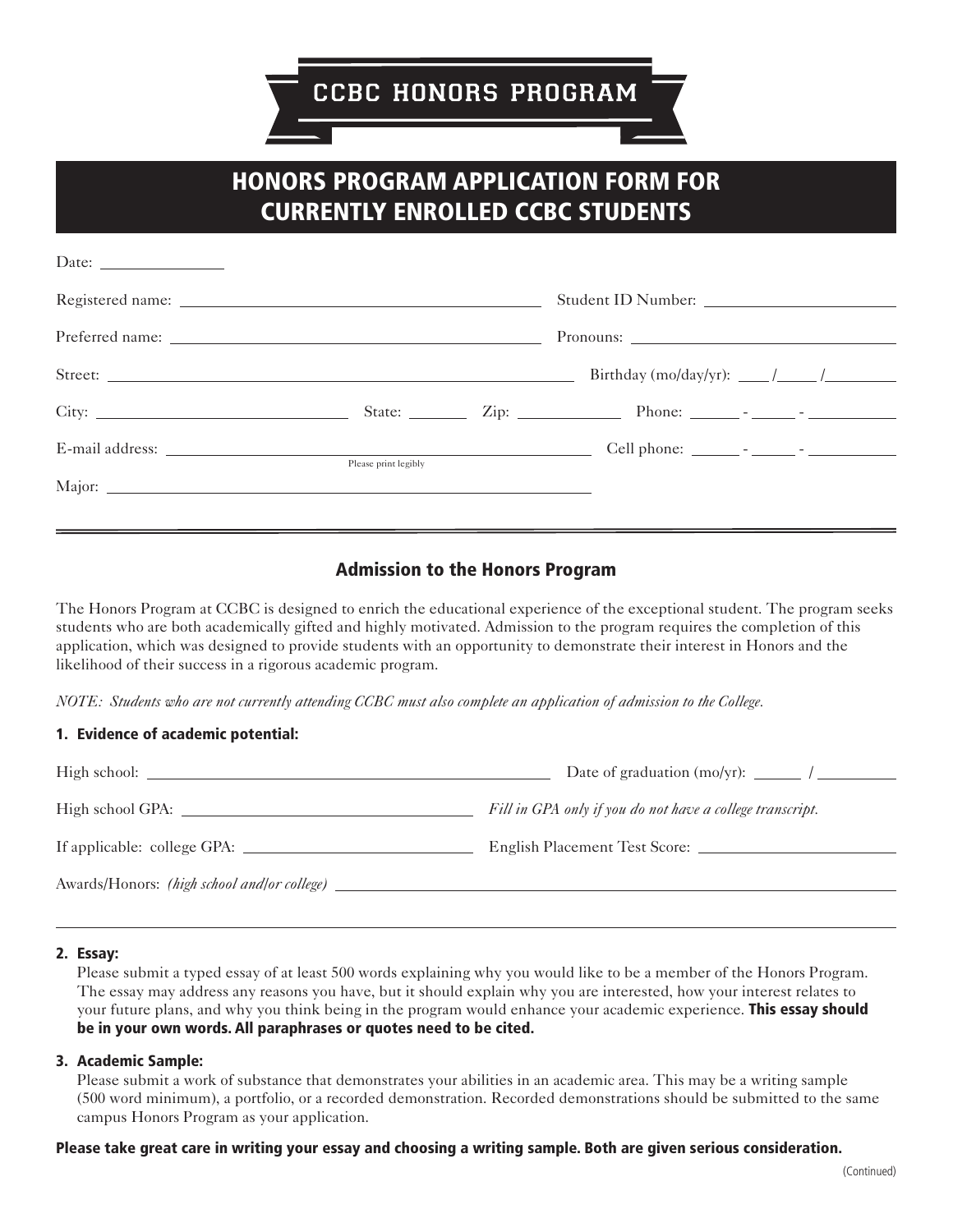# CCBC HONORS PROGRAM

## HONORS PROGRAM APPLICATION FORM FOR CURRENTLY ENROLLED CCBC STUDENTS

Date: ______________

Registered name: ________________________________ Student ID Number: ____________________

Preferred name: ________________________________ Pronouns: ____________________

Street: ________________________________ Birthday (mo/day/yr): ____/____/________

City: ____________________ State: ______ Zip: __________ Phone: _____ - _____ - ________

E-mail address: ________________________________ Cell phone: _____ - _____ - ________

Please print legibly

Major: ________________________________

---

### Admission to the Honors Program

The Honors Program at CCBC is designed to enrich the educational experience of the exceptional student. The program seeks students who are both academically gifted and highly motivated. Admission to the program requires the completion of this application, which was designed to provide students with an opportunity to demonstrate their interest in Honors and the likelihood of their success in a rigorous academic program.

*NOTE: Students who are not currently attending CCBC must also complete an application of admission to the College.*

#### 1. Evidence of academic potential:

High school: ________________________________ Date of graduation (mo/yr): _____ / ________

High school GPA: ____________________ *Fill in GPA only if you do not have a college transcript.*

If applicable: college GPA: ____________________ English Placement Test Score: ____________________

Awards/Honors: *(high school and/or college)* ________________________________

#### 2. Essay:

Please submit a typed essay of at least 500 words explaining why you would like to be a member of the Honors Program. The essay may address any reasons you have, but it should explain why you are interested, how your interest relates to your future plans, and why you think being in the program would enhance your academic experience. **This essay should be in your own words. All paraphrases or quotes need to be cited.**

#### 3. Academic Sample:

Please submit a work of substance that demonstrates your abilities in an academic area. This may be a writing sample (500 word minimum), a portfolio, or a recorded demonstration. Recorded demonstrations should be submitted to the same campus Honors Program as your application.

**Please take great care in writing your essay and choosing a writing sample. Both are given serious consideration.**

(Continued)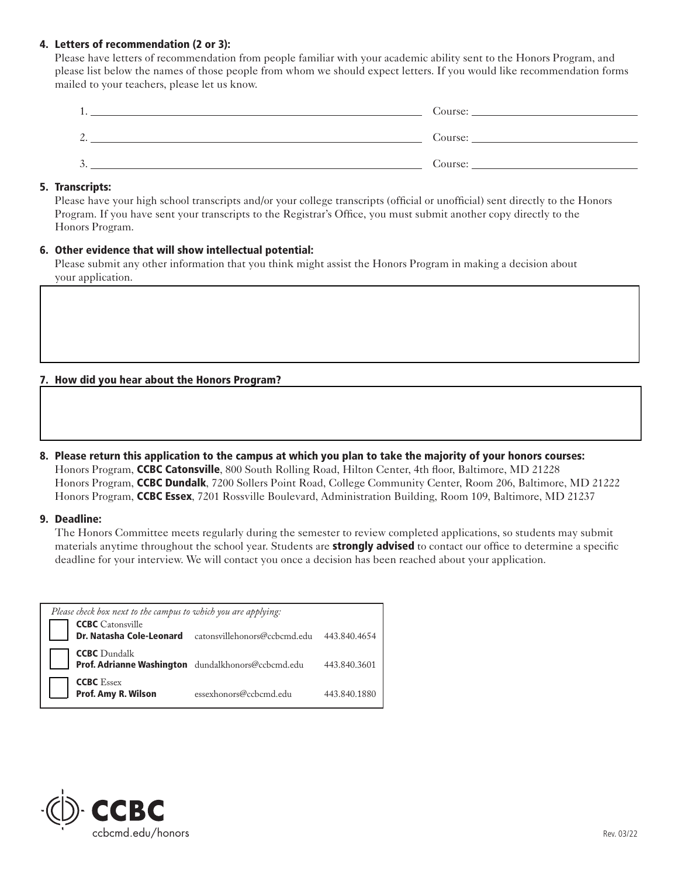**4. Letters of recommendation (2 or 3):**

Please have letters of recommendation from people familiar with your academic ability sent to the Honors Program, and please list below the names of those people from whom we should expect letters. If you would like recommendation forms mailed to your teachers, please let us know.

1. ______________________________ Course: ______________________
2. ______________________________ Course: ______________________
3. ______________________________ Course: ______________________

**5. Transcripts:**

Please have your high school transcripts and/or your college transcripts (official or unofficial) sent directly to the Honors Program. If you have sent your transcripts to the Registrar's Office, you must submit another copy directly to the Honors Program.

**6. Other evidence that will show intellectual potential:**

Please submit any other information that you think might assist the Honors Program in making a decision about your application.

**7. How did you hear about the Honors Program?**

**8. Please return this application to the campus at which you plan to take the majority of your honors courses:**

Honors Program, **CCBC Catonsville**, 800 South Rolling Road, Hilton Center, 4th floor, Baltimore, MD 21228
Honors Program, **CCBC Dundalk**, 7200 Sollers Point Road, College Community Center, Room 206, Baltimore, MD 21222
Honors Program, **CCBC Essex**, 7201 Rossville Boulevard, Administration Building, Room 109, Baltimore, MD 21237

**9. Deadline:**

The Honors Committee meets regularly during the semester to review completed applications, so students may submit materials anytime throughout the school year. Students are **strongly advised** to contact our office to determine a specific deadline for your interview. We will contact you once a decision has been reached about your application.

*Please check box next to the campus to which you are applying:*

| | | | |
|---|---|---|---|
| ☐ | **CCBC** Catonsville<br>**Dr. Natasha Cole-Leonard** | catonsvillehonors@ccbcmd.edu | 443.840.4654 |
| ☐ | **CCBC** Dundalk<br>**Prof. Adrianne Washington** | dundalkhonors@ccbcmd.edu | 443.840.3601 |
| ☐ | **CCBC** Essex<br>**Prof. Amy R. Wilson** | essexhonors@ccbcmd.edu | 443.840.1880 |

CCBC
ccbcmd.edu/honors

Rev. 03/22